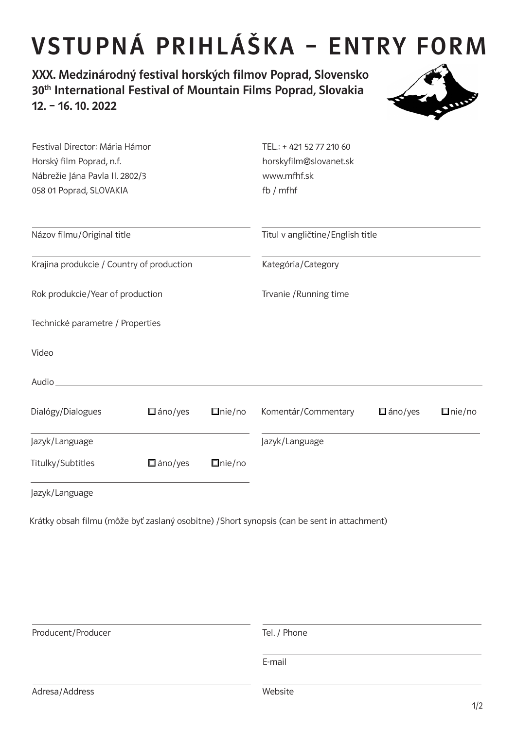# VSTUPNÁ PRIHLÁŠKA – ENTRY FORM

**XXX. Medzinárodný festival horských filmov Poprad, Slovensko**
**30th International Festival of Mountain Films Poprad, Slovakia**
**12. – 16. 10. 2022**

Festival Director: Mária Hámor
Horský film Poprad, n.f.
Nábrežie Jána Pavla II. 2802/3
058 01 Poprad, SLOVAKIA

TEL.: + 421 52 77 210 60
horskyfilm@slovanet.sk
www.mfhf.sk
fb / mfhf

Názov filmu/Original title

Titul v angličtine/English title

Krajina produkcie / Country of production

Kategória/Category

Rok produkcie/Year of production

Trvanie /Running time

Technické parametre / Properties

Video

Audio

Dialógy/Dialogues ☐ áno/yes ☐ nie/no

Komentár/Commentary ☐ áno/yes ☐ nie/no

Jazyk/Language

Jazyk/Language

Titulky/Subtitles ☐ áno/yes ☐ nie/no

Jazyk/Language

Krátky obsah filmu (môže byť zaslaný osobitne) /Short synopsis (can be sent in attachment)

Producent/Producer

Tel. / Phone

E-mail

Adresa/Address

Website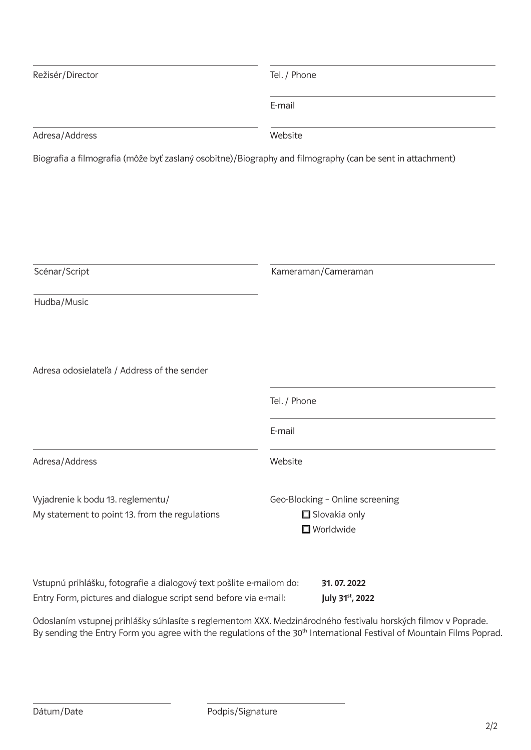Režisér/Director

Tel. / Phone

E-mail

Adresa/Address

Website

Biografia a filmografia (môže byť zaslaný osobitne)/Biography and filmography (can be sent in attachment)

Scénar/Script

Kameraman/Cameraman

Hudba/Music

Adresa odosielateľa / Address of the sender

Tel. / Phone

E-mail

Adresa/Address

Website

Vyjadrenie k bodu 13. reglementu/
My statement to point 13. from the regulations

Geo-Blocking – Online screening

- ☐ Slovakia only
- ☐ Worldwide

Vstupnú prihlášku, fotografie a dialogový text pošlite e-mailom do: **31. 07. 2022**
Entry Form, pictures and dialogue script send before via e-mail: **July 31st, 2022**

Odoslaním vstupnej prihlášky súhlasíte s reglementom XXX. Medzinárodného festivalu horských filmov v Poprade.
By sending the Entry Form you agree with the regulations of the 30th International Festival of Mountain Films Poprad.

Dátum/Date

Podpis/Signature